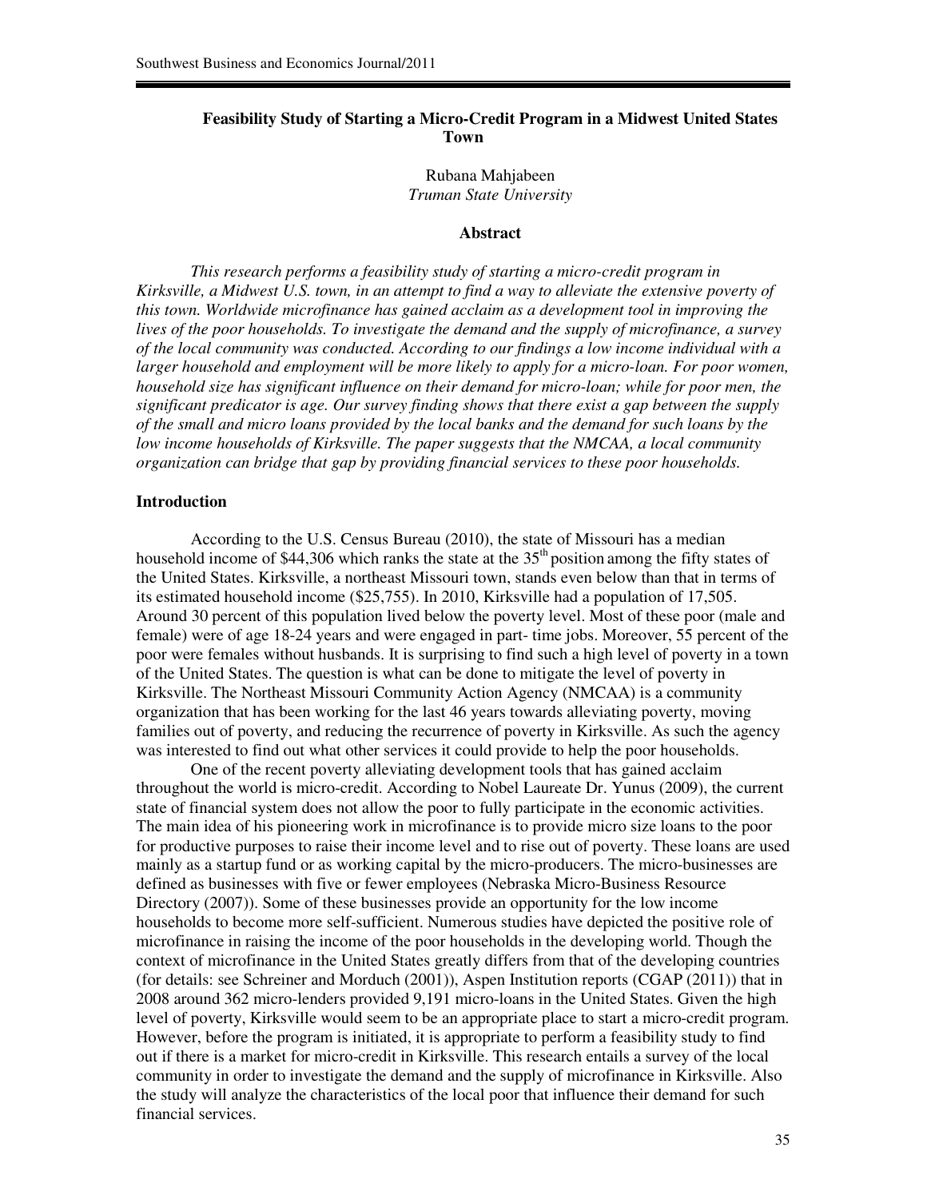# Feasibility Study of Starting a Micro-Credit Program in a Midwest United States Town

Rubana Mahjabeen
*Truman State University*

## Abstract

*This research performs a feasibility study of starting a micro-credit program in Kirksville, a Midwest U.S. town, in an attempt to find a way to alleviate the extensive poverty of this town. Worldwide microfinance has gained acclaim as a development tool in improving the lives of the poor households. To investigate the demand and the supply of microfinance, a survey of the local community was conducted. According to our findings a low income individual with a larger household and employment will be more likely to apply for a micro-loan. For poor women, household size has significant influence on their demand for micro-loan; while for poor men, the significant predicator is age. Our survey finding shows that there exist a gap between the supply of the small and micro loans provided by the local banks and the demand for such loans by the low income households of Kirksville. The paper suggests that the NMCAA, a local community organization can bridge that gap by providing financial services to these poor households.*

## Introduction

According to the U.S. Census Bureau (2010), the state of Missouri has a median household income of \$44,306 which ranks the state at the 35th position among the fifty states of the United States. Kirksville, a northeast Missouri town, stands even below than that in terms of its estimated household income (\$25,755). In 2010, Kirksville had a population of 17,505. Around 30 percent of this population lived below the poverty level. Most of these poor (male and female) were of age 18-24 years and were engaged in part- time jobs. Moreover, 55 percent of the poor were females without husbands. It is surprising to find such a high level of poverty in a town of the United States. The question is what can be done to mitigate the level of poverty in Kirksville. The Northeast Missouri Community Action Agency (NMCAA) is a community organization that has been working for the last 46 years towards alleviating poverty, moving families out of poverty, and reducing the recurrence of poverty in Kirksville. As such the agency was interested to find out what other services it could provide to help the poor households.

One of the recent poverty alleviating development tools that has gained acclaim throughout the world is micro-credit. According to Nobel Laureate Dr. Yunus (2009), the current state of financial system does not allow the poor to fully participate in the economic activities. The main idea of his pioneering work in microfinance is to provide micro size loans to the poor for productive purposes to raise their income level and to rise out of poverty. These loans are used mainly as a startup fund or as working capital by the micro-producers. The micro-businesses are defined as businesses with five or fewer employees (Nebraska Micro-Business Resource Directory (2007)). Some of these businesses provide an opportunity for the low income households to become more self-sufficient. Numerous studies have depicted the positive role of microfinance in raising the income of the poor households in the developing world. Though the context of microfinance in the United States greatly differs from that of the developing countries (for details: see Schreiner and Morduch (2001)), Aspen Institution reports (CGAP (2011)) that in 2008 around 362 micro-lenders provided 9,191 micro-loans in the United States. Given the high level of poverty, Kirksville would seem to be an appropriate place to start a micro-credit program. However, before the program is initiated, it is appropriate to perform a feasibility study to find out if there is a market for micro-credit in Kirksville. This research entails a survey of the local community in order to investigate the demand and the supply of microfinance in Kirksville. Also the study will analyze the characteristics of the local poor that influence their demand for such financial services.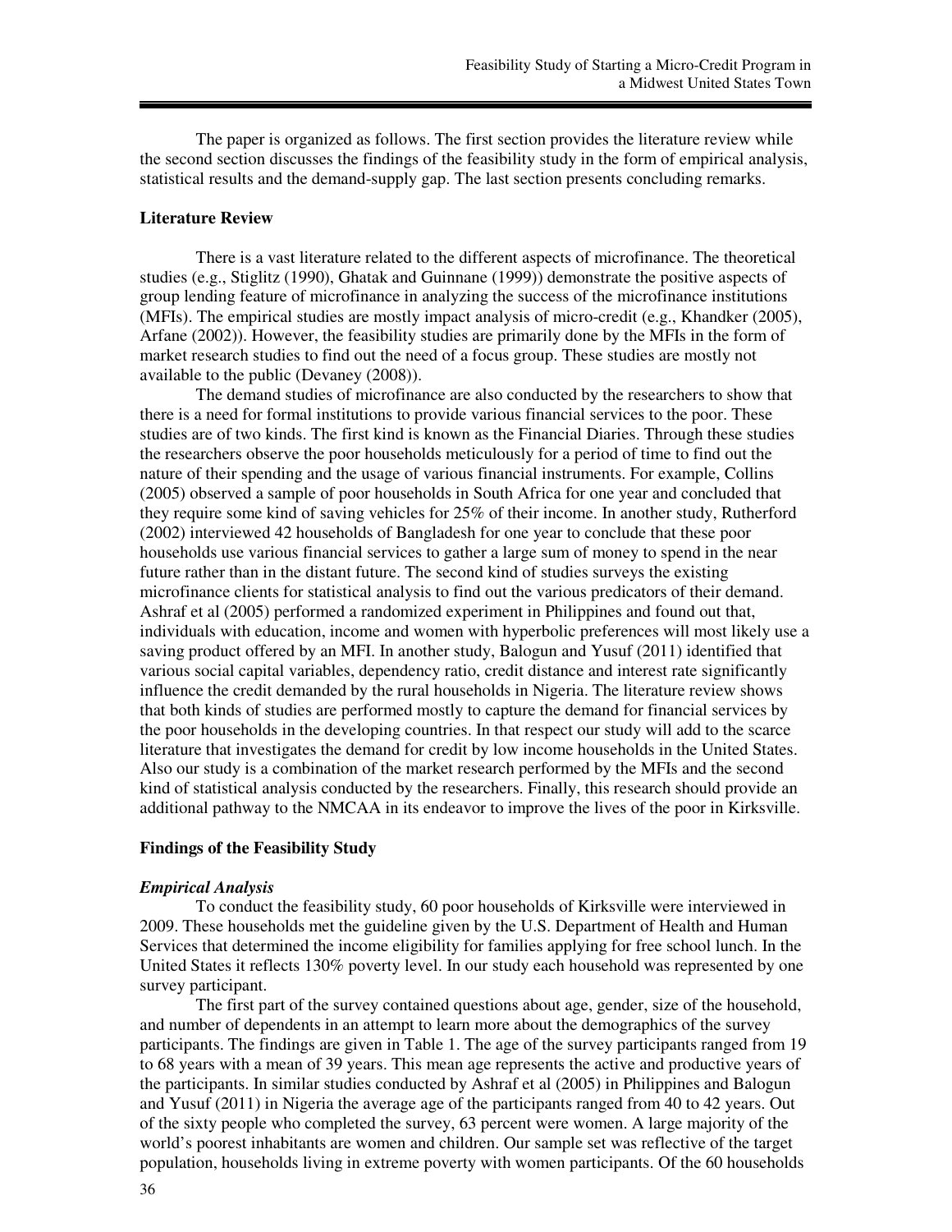The paper is organized as follows. The first section provides the literature review while the second section discusses the findings of the feasibility study in the form of empirical analysis, statistical results and the demand-supply gap. The last section presents concluding remarks.

## Literature Review

There is a vast literature related to the different aspects of microfinance. The theoretical studies (e.g., Stiglitz (1990), Ghatak and Guinnane (1999)) demonstrate the positive aspects of group lending feature of microfinance in analyzing the success of the microfinance institutions (MFIs). The empirical studies are mostly impact analysis of micro-credit (e.g., Khandker (2005), Arfane (2002)). However, the feasibility studies are primarily done by the MFIs in the form of market research studies to find out the need of a focus group. These studies are mostly not available to the public (Devaney (2008)).

The demand studies of microfinance are also conducted by the researchers to show that there is a need for formal institutions to provide various financial services to the poor. These studies are of two kinds. The first kind is known as the Financial Diaries. Through these studies the researchers observe the poor households meticulously for a period of time to find out the nature of their spending and the usage of various financial instruments. For example, Collins (2005) observed a sample of poor households in South Africa for one year and concluded that they require some kind of saving vehicles for 25% of their income. In another study, Rutherford (2002) interviewed 42 households of Bangladesh for one year to conclude that these poor households use various financial services to gather a large sum of money to spend in the near future rather than in the distant future. The second kind of studies surveys the existing microfinance clients for statistical analysis to find out the various predicators of their demand. Ashraf et al (2005) performed a randomized experiment in Philippines and found out that, individuals with education, income and women with hyperbolic preferences will most likely use a saving product offered by an MFI. In another study, Balogun and Yusuf (2011) identified that various social capital variables, dependency ratio, credit distance and interest rate significantly influence the credit demanded by the rural households in Nigeria. The literature review shows that both kinds of studies are performed mostly to capture the demand for financial services by the poor households in the developing countries. In that respect our study will add to the scarce literature that investigates the demand for credit by low income households in the United States. Also our study is a combination of the market research performed by the MFIs and the second kind of statistical analysis conducted by the researchers. Finally, this research should provide an additional pathway to the NMCAA in its endeavor to improve the lives of the poor in Kirksville.

## Findings of the Feasibility Study

### *Empirical Analysis*

To conduct the feasibility study, 60 poor households of Kirksville were interviewed in 2009. These households met the guideline given by the U.S. Department of Health and Human Services that determined the income eligibility for families applying for free school lunch. In the United States it reflects 130% poverty level. In our study each household was represented by one survey participant.

The first part of the survey contained questions about age, gender, size of the household, and number of dependents in an attempt to learn more about the demographics of the survey participants. The findings are given in Table 1. The age of the survey participants ranged from 19 to 68 years with a mean of 39 years. This mean age represents the active and productive years of the participants. In similar studies conducted by Ashraf et al (2005) in Philippines and Balogun and Yusuf (2011) in Nigeria the average age of the participants ranged from 40 to 42 years. Out of the sixty people who completed the survey, 63 percent were women. A large majority of the world's poorest inhabitants are women and children. Our sample set was reflective of the target population, households living in extreme poverty with women participants. Of the 60 households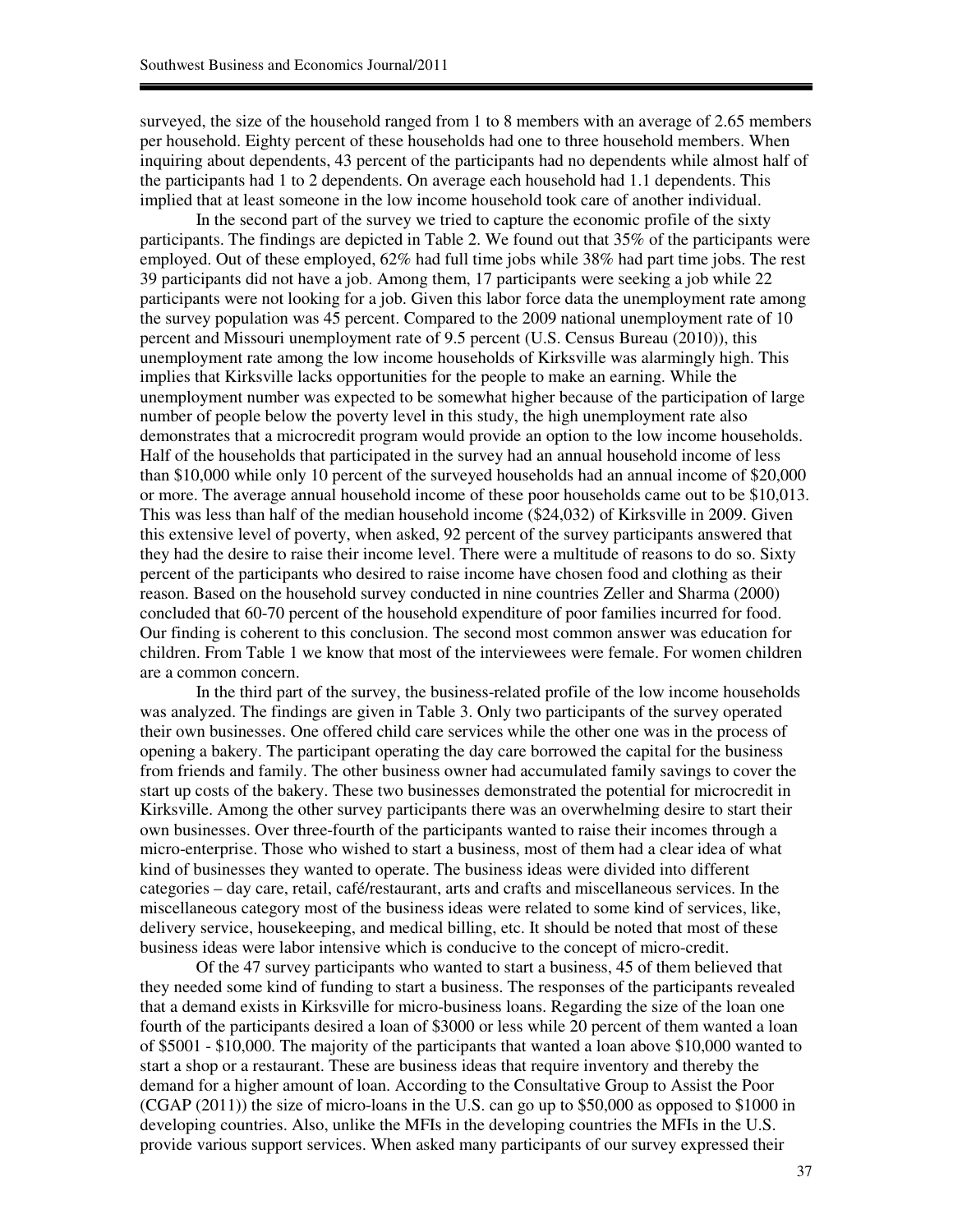surveyed, the size of the household ranged from 1 to 8 members with an average of 2.65 members per household. Eighty percent of these households had one to three household members. When inquiring about dependents, 43 percent of the participants had no dependents while almost half of the participants had 1 to 2 dependents. On average each household had 1.1 dependents. This implied that at least someone in the low income household took care of another individual.

In the second part of the survey we tried to capture the economic profile of the sixty participants. The findings are depicted in Table 2. We found out that 35% of the participants were employed. Out of these employed, 62% had full time jobs while 38% had part time jobs. The rest 39 participants did not have a job. Among them, 17 participants were seeking a job while 22 participants were not looking for a job. Given this labor force data the unemployment rate among the survey population was 45 percent. Compared to the 2009 national unemployment rate of 10 percent and Missouri unemployment rate of 9.5 percent (U.S. Census Bureau (2010)), this unemployment rate among the low income households of Kirksville was alarmingly high. This implies that Kirksville lacks opportunities for the people to make an earning. While the unemployment number was expected to be somewhat higher because of the participation of large number of people below the poverty level in this study, the high unemployment rate also demonstrates that a microcredit program would provide an option to the low income households. Half of the households that participated in the survey had an annual household income of less than $10,000 while only 10 percent of the surveyed households had an annual income of $20,000 or more. The average annual household income of these poor households came out to be $10,013. This was less than half of the median household income ($24,032) of Kirksville in 2009. Given this extensive level of poverty, when asked, 92 percent of the survey participants answered that they had the desire to raise their income level. There were a multitude of reasons to do so. Sixty percent of the participants who desired to raise income have chosen food and clothing as their reason. Based on the household survey conducted in nine countries Zeller and Sharma (2000) concluded that 60-70 percent of the household expenditure of poor families incurred for food. Our finding is coherent to this conclusion. The second most common answer was education for children. From Table 1 we know that most of the interviewees were female. For women children are a common concern.

In the third part of the survey, the business-related profile of the low income households was analyzed. The findings are given in Table 3. Only two participants of the survey operated their own businesses. One offered child care services while the other one was in the process of opening a bakery. The participant operating the day care borrowed the capital for the business from friends and family. The other business owner had accumulated family savings to cover the start up costs of the bakery. These two businesses demonstrated the potential for microcredit in Kirksville. Among the other survey participants there was an overwhelming desire to start their own businesses. Over three-fourth of the participants wanted to raise their incomes through a micro-enterprise. Those who wished to start a business, most of them had a clear idea of what kind of businesses they wanted to operate. The business ideas were divided into different categories – day care, retail, café/restaurant, arts and crafts and miscellaneous services. In the miscellaneous category most of the business ideas were related to some kind of services, like, delivery service, housekeeping, and medical billing, etc. It should be noted that most of these business ideas were labor intensive which is conducive to the concept of micro-credit.

Of the 47 survey participants who wanted to start a business, 45 of them believed that they needed some kind of funding to start a business. The responses of the participants revealed that a demand exists in Kirksville for micro-business loans. Regarding the size of the loan one fourth of the participants desired a loan of $3000 or less while 20 percent of them wanted a loan of $5001 - $10,000. The majority of the participants that wanted a loan above $10,000 wanted to start a shop or a restaurant. These are business ideas that require inventory and thereby the demand for a higher amount of loan. According to the Consultative Group to Assist the Poor (CGAP (2011)) the size of micro-loans in the U.S. can go up to $50,000 as opposed to $1000 in developing countries. Also, unlike the MFIs in the developing countries the MFIs in the U.S. provide various support services. When asked many participants of our survey expressed their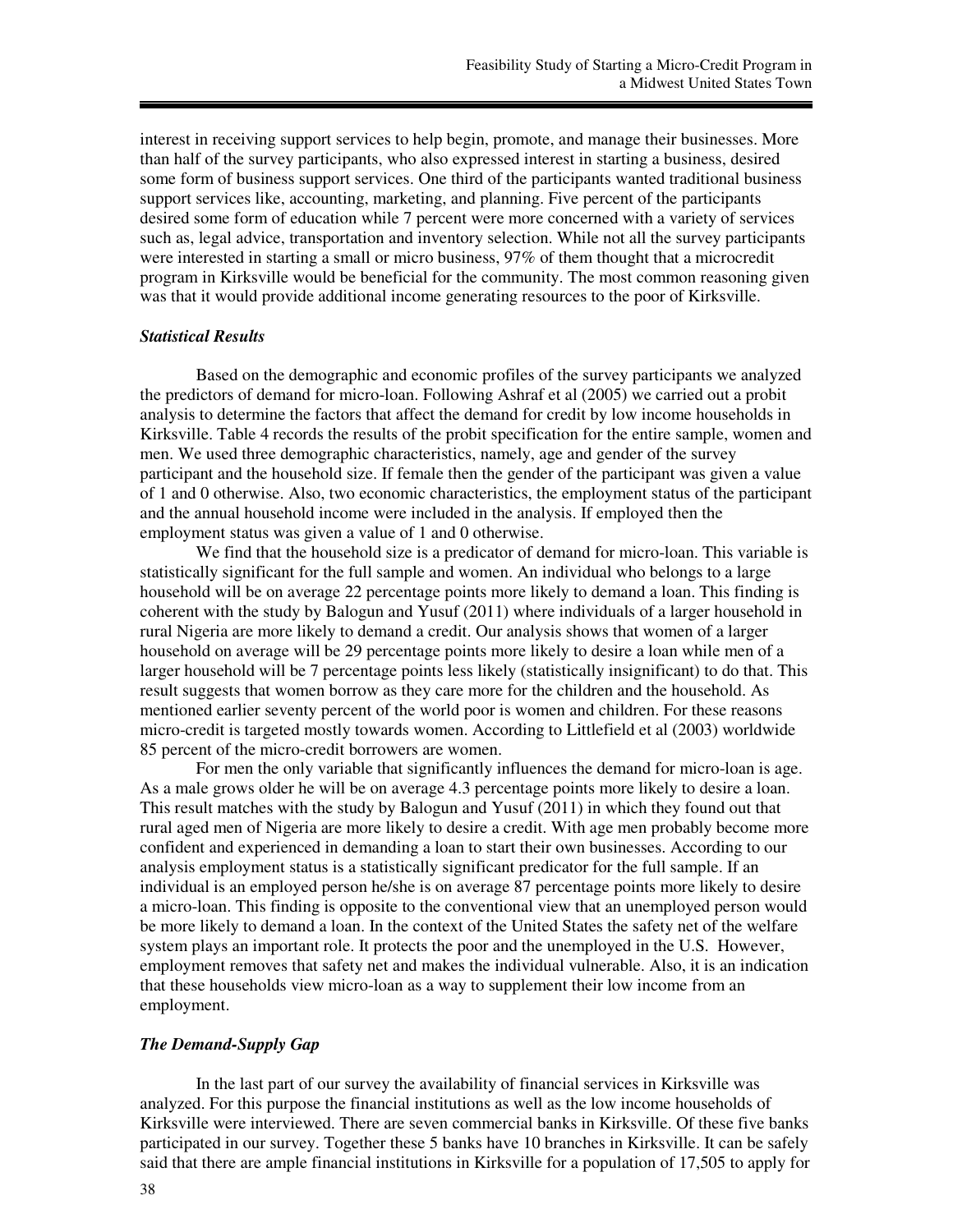interest in receiving support services to help begin, promote, and manage their businesses. More than half of the survey participants, who also expressed interest in starting a business, desired some form of business support services. One third of the participants wanted traditional business support services like, accounting, marketing, and planning. Five percent of the participants desired some form of education while 7 percent were more concerned with a variety of services such as, legal advice, transportation and inventory selection. While not all the survey participants were interested in starting a small or micro business, 97% of them thought that a microcredit program in Kirksville would be beneficial for the community. The most common reasoning given was that it would provide additional income generating resources to the poor of Kirksville.

### *Statistical Results*

Based on the demographic and economic profiles of the survey participants we analyzed the predictors of demand for micro-loan. Following Ashraf et al (2005) we carried out a probit analysis to determine the factors that affect the demand for credit by low income households in Kirksville. Table 4 records the results of the probit specification for the entire sample, women and men. We used three demographic characteristics, namely, age and gender of the survey participant and the household size. If female then the gender of the participant was given a value of 1 and 0 otherwise. Also, two economic characteristics, the employment status of the participant and the annual household income were included in the analysis. If employed then the employment status was given a value of 1 and 0 otherwise.

We find that the household size is a predicator of demand for micro-loan. This variable is statistically significant for the full sample and women. An individual who belongs to a large household will be on average 22 percentage points more likely to demand a loan. This finding is coherent with the study by Balogun and Yusuf (2011) where individuals of a larger household in rural Nigeria are more likely to demand a credit. Our analysis shows that women of a larger household on average will be 29 percentage points more likely to desire a loan while men of a larger household will be 7 percentage points less likely (statistically insignificant) to do that. This result suggests that women borrow as they care more for the children and the household. As mentioned earlier seventy percent of the world poor is women and children. For these reasons micro-credit is targeted mostly towards women. According to Littlefield et al (2003) worldwide 85 percent of the micro-credit borrowers are women.

For men the only variable that significantly influences the demand for micro-loan is age. As a male grows older he will be on average 4.3 percentage points more likely to desire a loan. This result matches with the study by Balogun and Yusuf (2011) in which they found out that rural aged men of Nigeria are more likely to desire a credit. With age men probably become more confident and experienced in demanding a loan to start their own businesses. According to our analysis employment status is a statistically significant predicator for the full sample. If an individual is an employed person he/she is on average 87 percentage points more likely to desire a micro-loan. This finding is opposite to the conventional view that an unemployed person would be more likely to demand a loan. In the context of the United States the safety net of the welfare system plays an important role. It protects the poor and the unemployed in the U.S. However, employment removes that safety net and makes the individual vulnerable. Also, it is an indication that these households view micro-loan as a way to supplement their low income from an employment.

### *The Demand-Supply Gap*

In the last part of our survey the availability of financial services in Kirksville was analyzed. For this purpose the financial institutions as well as the low income households of Kirksville were interviewed. There are seven commercial banks in Kirksville. Of these five banks participated in our survey. Together these 5 banks have 10 branches in Kirksville. It can be safely said that there are ample financial institutions in Kirksville for a population of 17,505 to apply for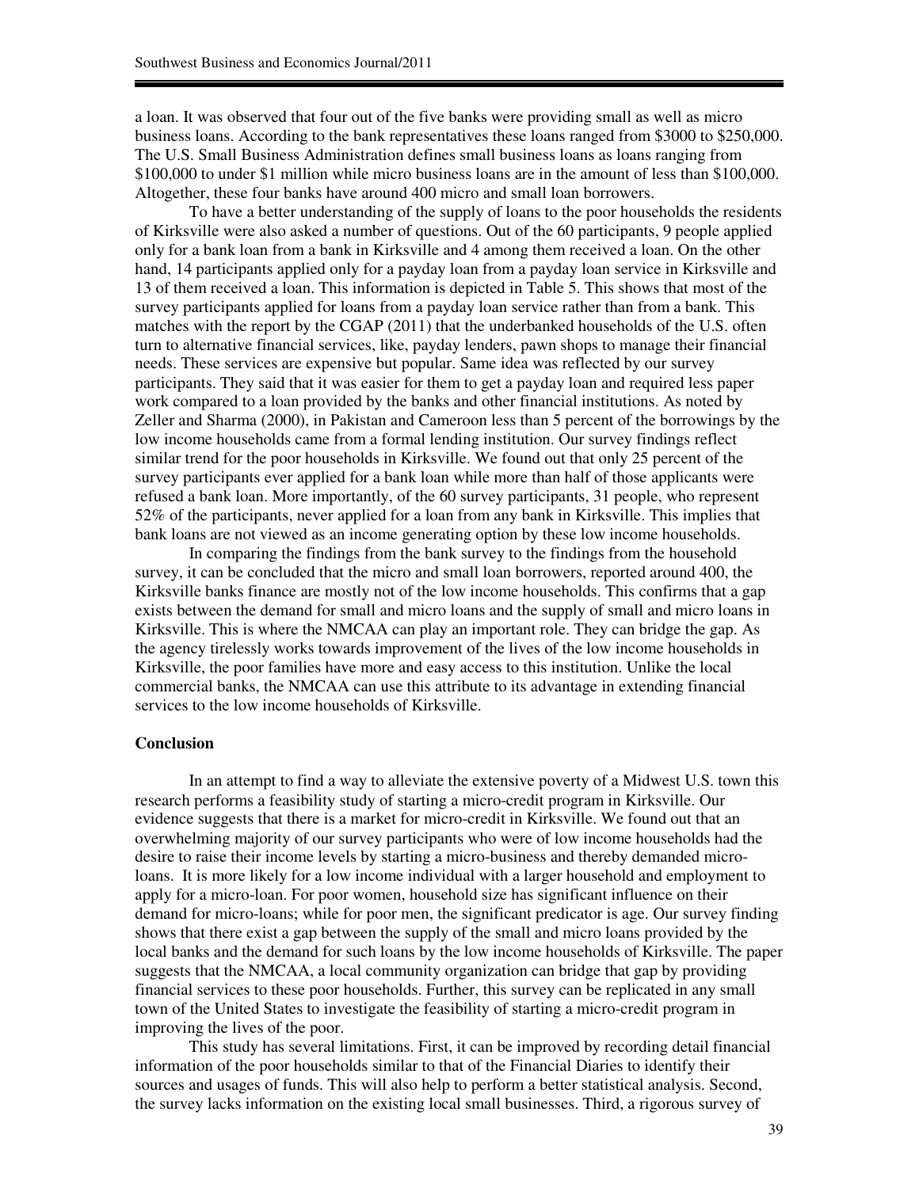a loan. It was observed that four out of the five banks were providing small as well as micro business loans. According to the bank representatives these loans ranged from \$3000 to \$250,000. The U.S. Small Business Administration defines small business loans as loans ranging from \$100,000 to under \$1 million while micro business loans are in the amount of less than \$100,000. Altogether, these four banks have around 400 micro and small loan borrowers.

To have a better understanding of the supply of loans to the poor households the residents of Kirksville were also asked a number of questions. Out of the 60 participants, 9 people applied only for a bank loan from a bank in Kirksville and 4 among them received a loan. On the other hand, 14 participants applied only for a payday loan from a payday loan service in Kirksville and 13 of them received a loan. This information is depicted in Table 5. This shows that most of the survey participants applied for loans from a payday loan service rather than from a bank. This matches with the report by the CGAP (2011) that the underbanked households of the U.S. often turn to alternative financial services, like, payday lenders, pawn shops to manage their financial needs. These services are expensive but popular. Same idea was reflected by our survey participants. They said that it was easier for them to get a payday loan and required less paper work compared to a loan provided by the banks and other financial institutions. As noted by Zeller and Sharma (2000), in Pakistan and Cameroon less than 5 percent of the borrowings by the low income households came from a formal lending institution. Our survey findings reflect similar trend for the poor households in Kirksville. We found out that only 25 percent of the survey participants ever applied for a bank loan while more than half of those applicants were refused a bank loan. More importantly, of the 60 survey participants, 31 people, who represent 52% of the participants, never applied for a loan from any bank in Kirksville. This implies that bank loans are not viewed as an income generating option by these low income households.

In comparing the findings from the bank survey to the findings from the household survey, it can be concluded that the micro and small loan borrowers, reported around 400, the Kirksville banks finance are mostly not of the low income households. This confirms that a gap exists between the demand for small and micro loans and the supply of small and micro loans in Kirksville. This is where the NMCAA can play an important role. They can bridge the gap. As the agency tirelessly works towards improvement of the lives of the low income households in Kirksville, the poor families have more and easy access to this institution. Unlike the local commercial banks, the NMCAA can use this attribute to its advantage in extending financial services to the low income households of Kirksville.

## Conclusion

In an attempt to find a way to alleviate the extensive poverty of a Midwest U.S. town this research performs a feasibility study of starting a micro-credit program in Kirksville. Our evidence suggests that there is a market for micro-credit in Kirksville. We found out that an overwhelming majority of our survey participants who were of low income households had the desire to raise their income levels by starting a micro-business and thereby demanded micro-loans. It is more likely for a low income individual with a larger household and employment to apply for a micro-loan. For poor women, household size has significant influence on their demand for micro-loans; while for poor men, the significant predicator is age. Our survey finding shows that there exist a gap between the supply of the small and micro loans provided by the local banks and the demand for such loans by the low income households of Kirksville. The paper suggests that the NMCAA, a local community organization can bridge that gap by providing financial services to these poor households. Further, this survey can be replicated in any small town of the United States to investigate the feasibility of starting a micro-credit program in improving the lives of the poor.

This study has several limitations. First, it can be improved by recording detail financial information of the poor households similar to that of the Financial Diaries to identify their sources and usages of funds. This will also help to perform a better statistical analysis. Second, the survey lacks information on the existing local small businesses. Third, a rigorous survey of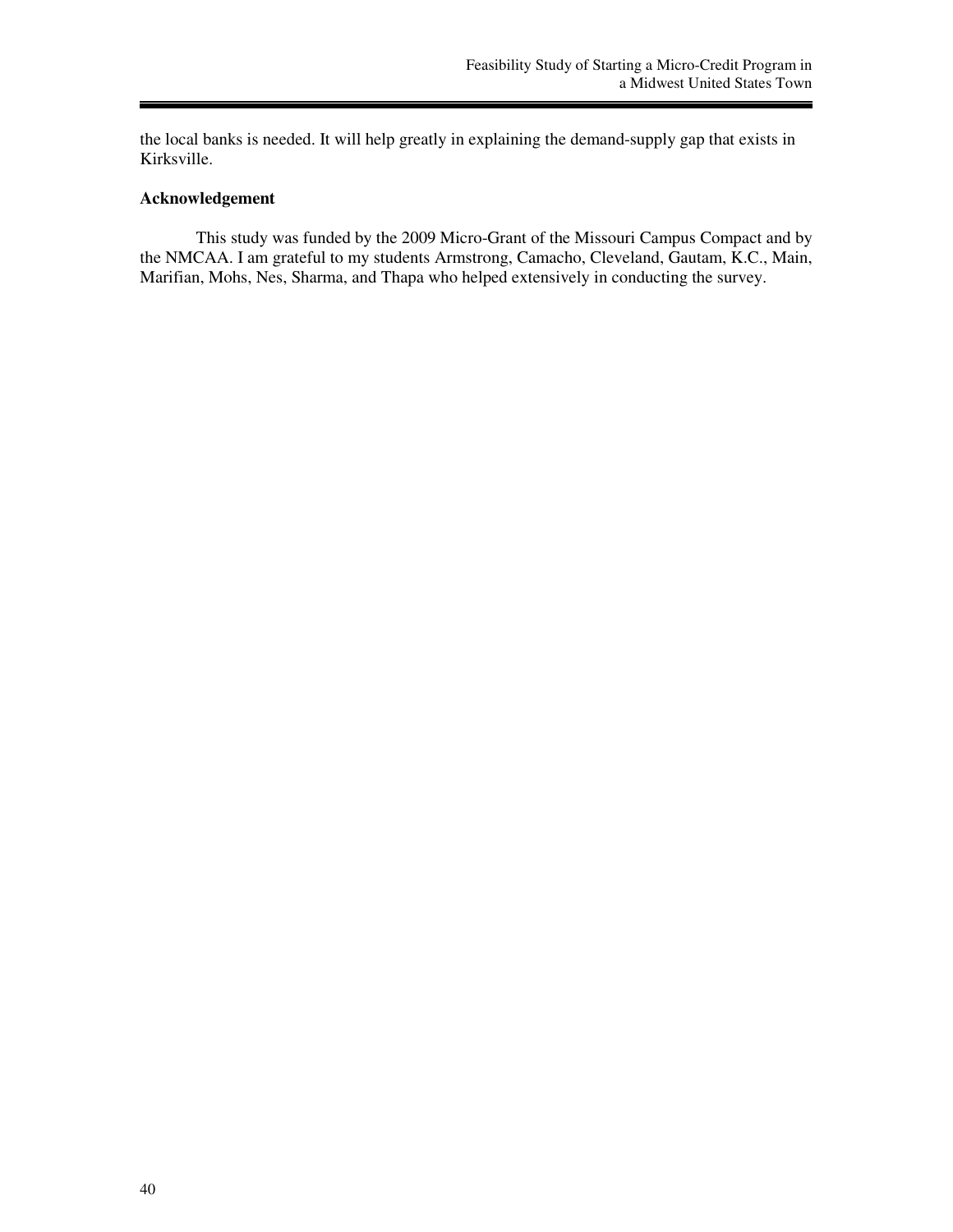the local banks is needed. It will help greatly in explaining the demand-supply gap that exists in Kirksville.

**Acknowledgement**

This study was funded by the 2009 Micro-Grant of the Missouri Campus Compact and by the NMCAA. I am grateful to my students Armstrong, Camacho, Cleveland, Gautam, K.C., Main, Marifian, Mohs, Nes, Sharma, and Thapa who helped extensively in conducting the survey.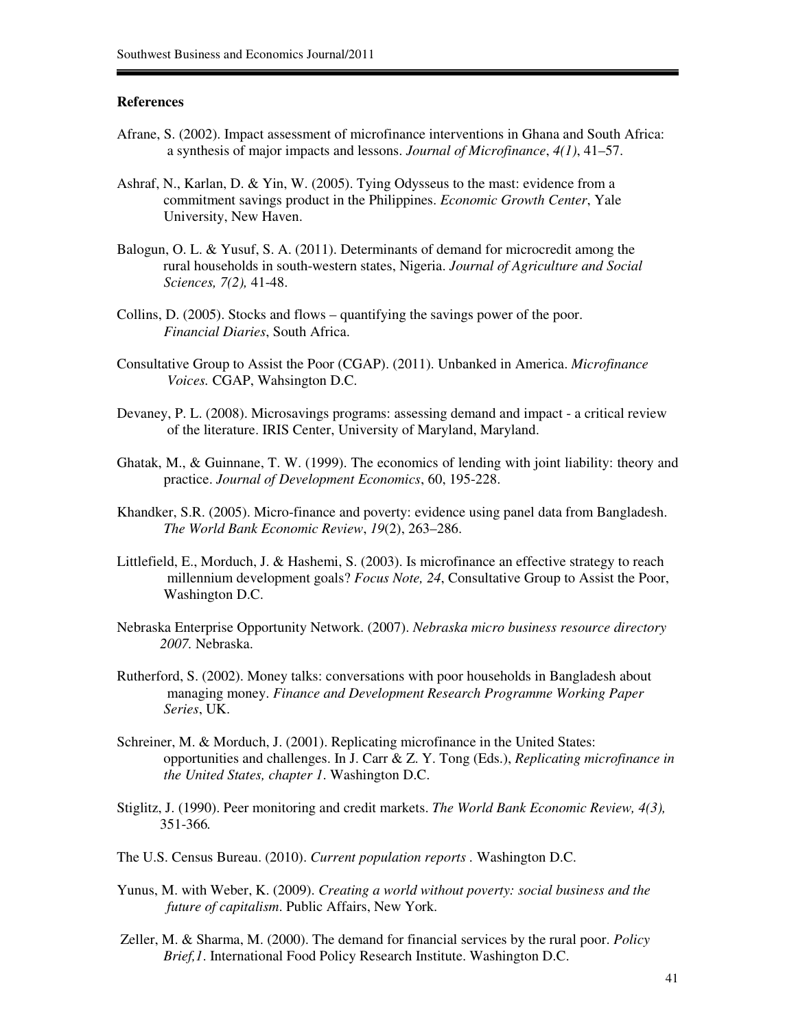## References

Afrane, S. (2002). Impact assessment of microfinance interventions in Ghana and South Africa: a synthesis of major impacts and lessons. *Journal of Microfinance*, *4(1)*, 41–57.

Ashraf, N., Karlan, D. & Yin, W. (2005). Tying Odysseus to the mast: evidence from a commitment savings product in the Philippines. *Economic Growth Center*, Yale University, New Haven.

Balogun, O. L. & Yusuf, S. A. (2011). Determinants of demand for microcredit among the rural households in south-western states, Nigeria. *Journal of Agriculture and Social Sciences, 7(2),* 41-48.

Collins, D. (2005). Stocks and flows – quantifying the savings power of the poor. *Financial Diaries*, South Africa.

Consultative Group to Assist the Poor (CGAP). (2011). Unbanked in America. *Microfinance Voices.* CGAP, Wahsington D.C.

Devaney, P. L. (2008). Microsavings programs: assessing demand and impact - a critical review of the literature. IRIS Center, University of Maryland, Maryland.

Ghatak, M., & Guinnane, T. W. (1999). The economics of lending with joint liability: theory and practice. *Journal of Development Economics*, 60, 195-228.

Khandker, S.R. (2005). Micro-finance and poverty: evidence using panel data from Bangladesh. *The World Bank Economic Review*, *19*(2), 263–286.

Littlefield, E., Morduch, J. & Hashemi, S. (2003). Is microfinance an effective strategy to reach millennium development goals? *Focus Note, 24*, Consultative Group to Assist the Poor, Washington D.C.

Nebraska Enterprise Opportunity Network. (2007). *Nebraska micro business resource directory 2007.* Nebraska.

Rutherford, S. (2002). Money talks: conversations with poor households in Bangladesh about managing money. *Finance and Development Research Programme Working Paper Series*, UK.

Schreiner, M. & Morduch, J. (2001). Replicating microfinance in the United States: opportunities and challenges. In J. Carr & Z. Y. Tong (Eds.), *Replicating microfinance in the United States, chapter 1*. Washington D.C.

Stiglitz, J. (1990). Peer monitoring and credit markets. *The World Bank Economic Review, 4(3),* 351-366*.*

The U.S. Census Bureau. (2010). *Current population reports* . Washington D.C.

Yunus, M. with Weber, K. (2009). *Creating a world without poverty: social business and the future of capitalism*. Public Affairs, New York.

Zeller, M. & Sharma, M. (2000). The demand for financial services by the rural poor. *Policy Brief,1*. International Food Policy Research Institute. Washington D.C.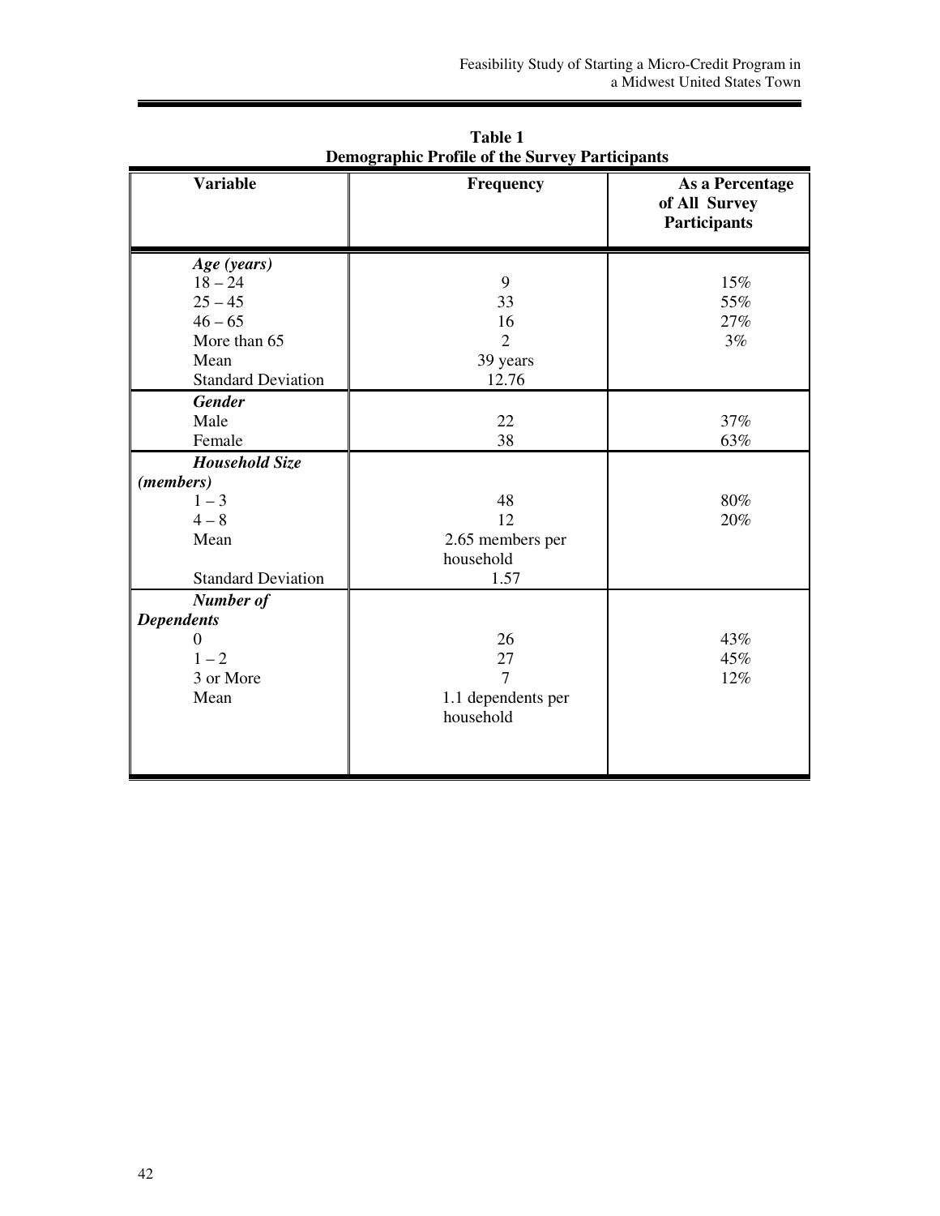**Table 1**
**Demographic Profile of the Survey Participants**

| Variable | Frequency | As a Percentage of All Survey Participants |
|---|---|---|
| ***Age (years)*** | | |
| 18 – 24 | 9 | 15% |
| 25 – 45 | 33 | 55% |
| 46 – 65 | 16 | 27% |
| More than 65 | 2 | 3% |
| Mean | 39 years | |
| Standard Deviation | 12.76 | |
| ***Gender*** | | |
| Male | 22 | 37% |
| Female | 38 | 63% |
| ***Household Size (members)*** | | |
| 1 – 3 | 48 | 80% |
| 4 – 8 | 12 | 20% |
| Mean | 2.65 members per household | |
| Standard Deviation | 1.57 | |
| ***Number of Dependents*** | | |
| 0 | 26 | 43% |
| 1 – 2 | 27 | 45% |
| 3 or More | 7 | 12% |
| Mean | 1.1 dependents per household | |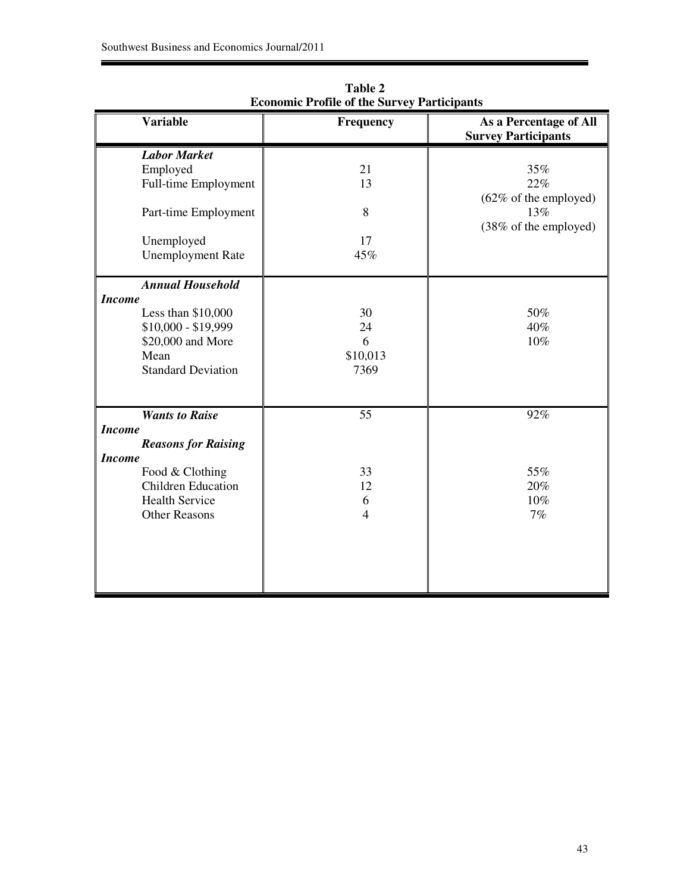**Table 2**
**Economic Profile of the Survey Participants**

| Variable | Frequency | As a Percentage of All Survey Participants |
|---|---|---|
| ***Labor Market*** | | |
| Employed | 21 | 35% |
| Full-time Employment | 13 | 22% (62% of the employed) |
| Part-time Employment | 8 | 13% (38% of the employed) |
| Unemployed | 17 | |
| Unemployment Rate | 45% | |
| ***Annual Household Income*** | | |
| Less than $10,000 | 30 | 50% |
| $10,000 - $19,999 | 24 | 40% |
| $20,000 and More | 6 | 10% |
| Mean | $10,013 | |
| Standard Deviation | 7369 | |
| ***Wants to Raise Income*** | 55 | 92% |
| ***Reasons for Raising Income*** | | |
| Food & Clothing | 33 | 55% |
| Children Education | 12 | 20% |
| Health Service | 6 | 10% |
| Other Reasons | 4 | 7% |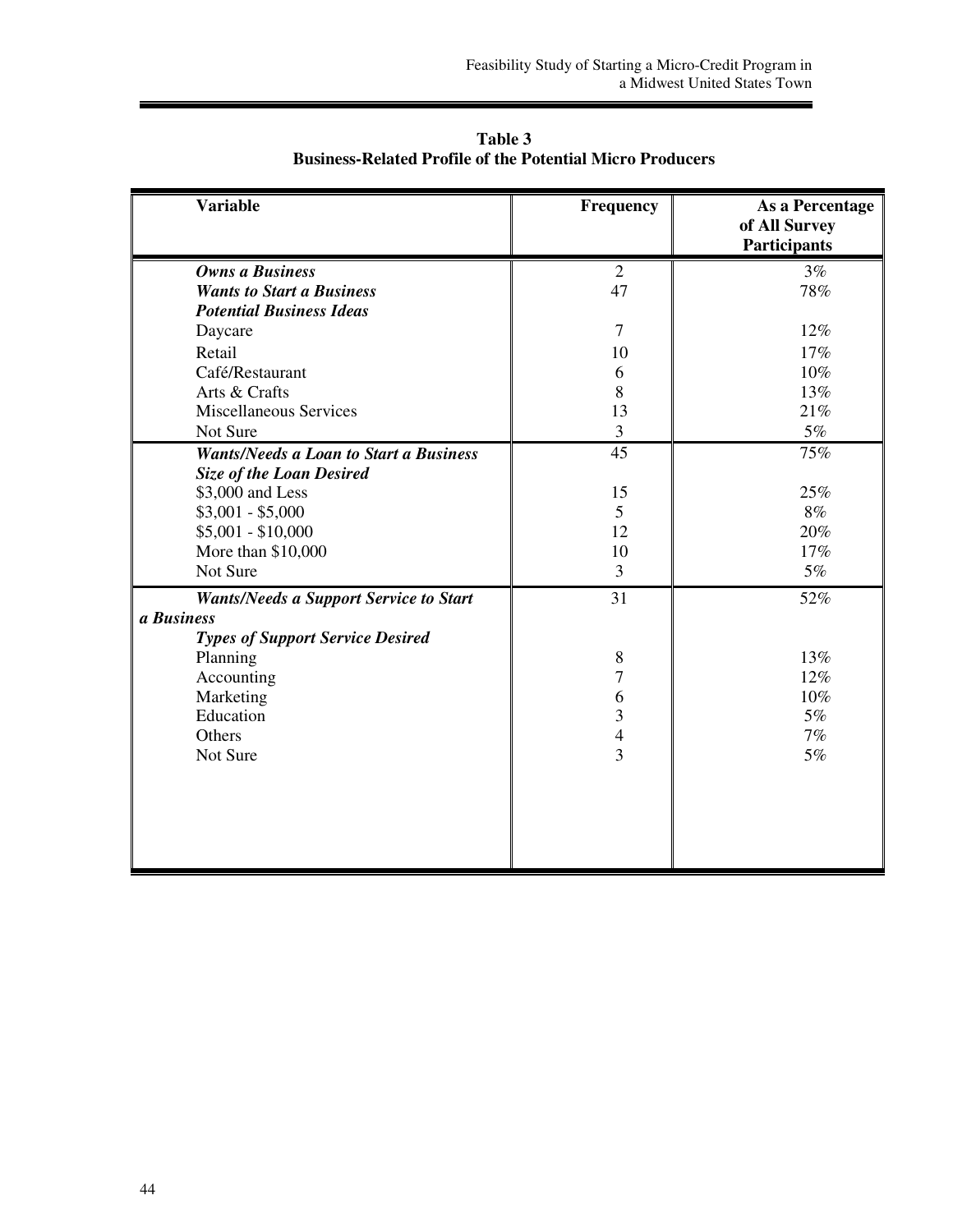**Table 3**
**Business-Related Profile of the Potential Micro Producers**

| Variable | Frequency | As a Percentage of All Survey Participants |
|---|---|---|
| ***Owns a Business*** | 2 | 3% |
| ***Wants to Start a Business*** | 47 | 78% |
| ***Potential Business Ideas*** | | |
| Daycare | 7 | 12% |
| Retail | 10 | 17% |
| Café/Restaurant | 6 | 10% |
| Arts & Crafts | 8 | 13% |
| Miscellaneous Services | 13 | 21% |
| Not Sure | 3 | 5% |
| ***Wants/Needs a Loan to Start a Business*** | 45 | 75% |
| ***Size of the Loan Desired*** | | |
| $3,000 and Less | 15 | 25% |
| $3,001 - $5,000 | 5 | 8% |
| $5,001 - $10,000 | 12 | 20% |
| More than $10,000 | 10 | 17% |
| Not Sure | 3 | 5% |
| ***Wants/Needs a Support Service to Start a Business*** | 31 | 52% |
| ***Types of Support Service Desired*** | | |
| Planning | 8 | 13% |
| Accounting | 7 | 12% |
| Marketing | 6 | 10% |
| Education | 3 | 5% |
| Others | 4 | 7% |
| Not Sure | 3 | 5% |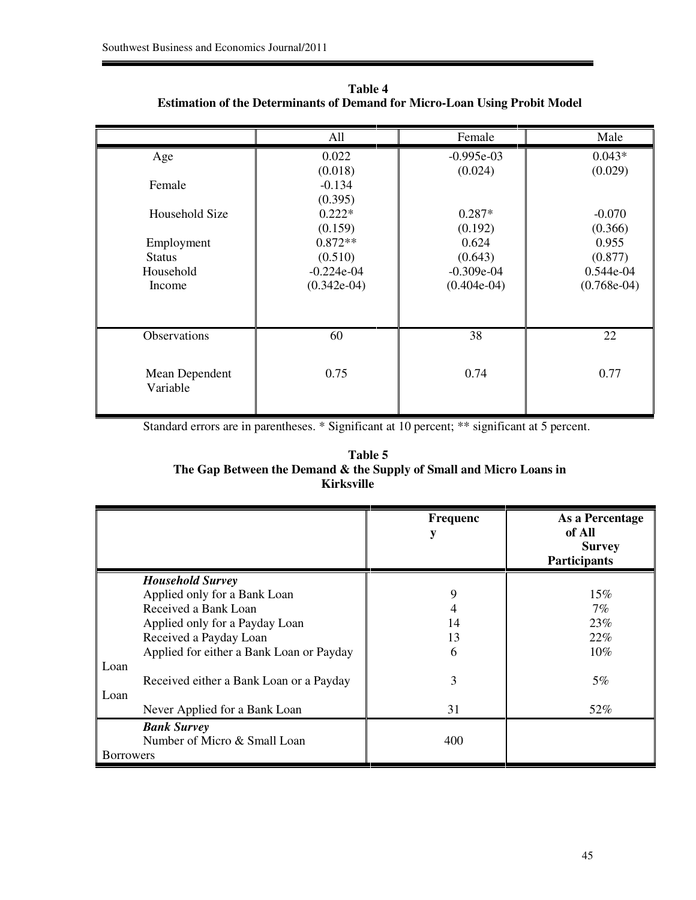**Table 4**
**Estimation of the Determinants of Demand for Micro-Loan Using Probit Model**

| | All | Female | Male |
|---|---|---|---|
| Age | 0.022<br>(0.018) | -0.995e-03<br>(0.024) | 0.043*<br>(0.029) |
| Female | -0.134<br>(0.395) | | |
| Household Size | 0.222*<br>(0.159) | 0.287*<br>(0.192) | -0.070<br>(0.366) |
| Employment Status | 0.872**<br>(0.510) | 0.624<br>(0.643) | 0.955<br>(0.877) |
| Household Income | -0.224e-04<br>(0.342e-04) | -0.309e-04<br>(0.404e-04) | 0.544e-04<br>(0.768e-04) |
| Observations | 60 | 38 | 22 |
| Mean Dependent Variable | 0.75 | 0.74 | 0.77 |

Standard errors are in parentheses. * Significant at 10 percent; ** significant at 5 percent.

**Table 5**
**The Gap Between the Demand & the Supply of Small and Micro Loans in Kirksville**

| | Frequency | As a Percentage of All Survey Participants |
|---|---|---|
| ***Household Survey*** | | |
| Applied only for a Bank Loan | 9 | 15% |
| Received a Bank Loan | 4 | 7% |
| Applied only for a Payday Loan | 14 | 23% |
| Received a Payday Loan | 13 | 22% |
| Applied for either a Bank Loan or Payday Loan | 6 | 10% |
| Received either a Bank Loan or a Payday Loan | 3 | 5% |
| Never Applied for a Bank Loan | 31 | 52% |
| ***Bank Survey*** | | |
| Number of Micro & Small Loan Borrowers | 400 | |